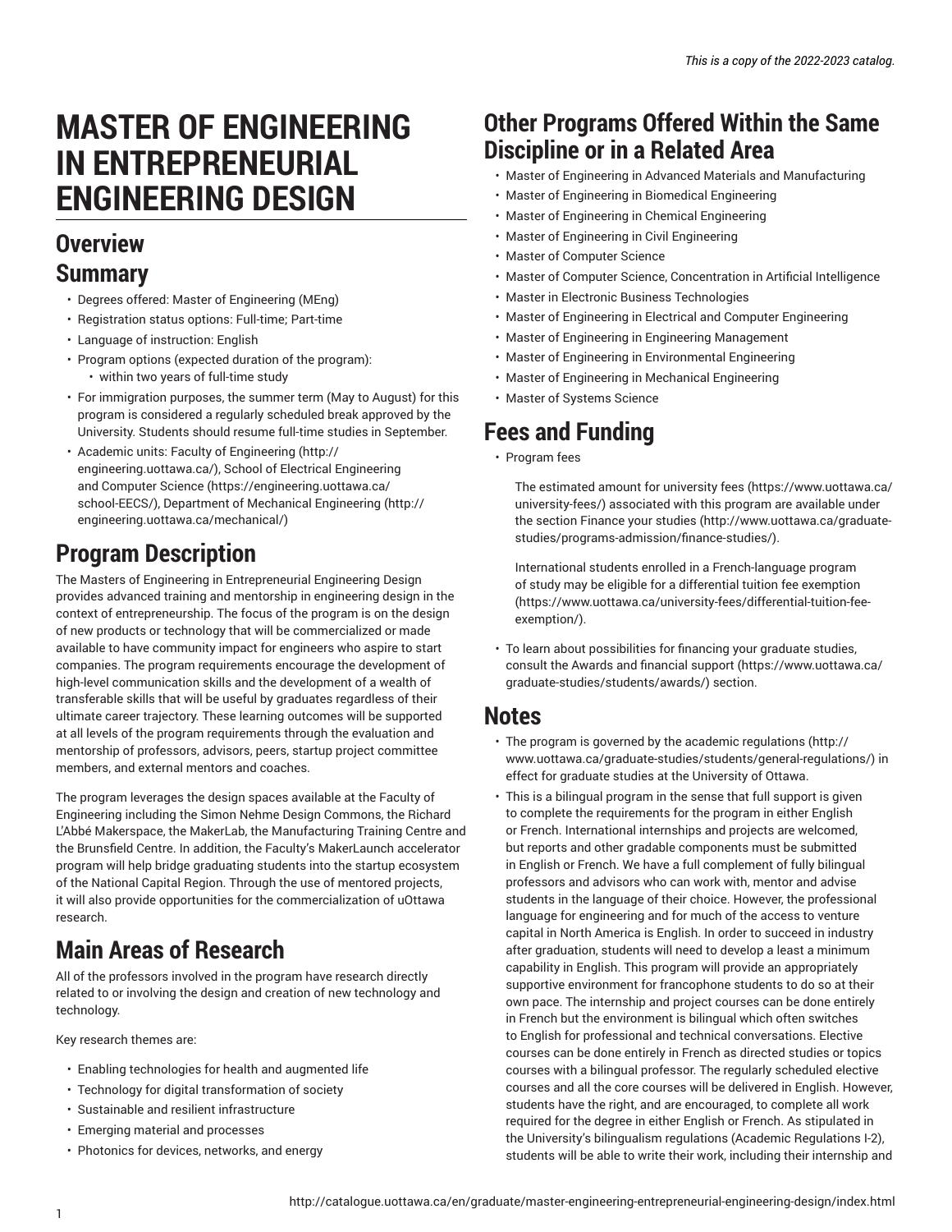# MASTER OF ENGINEERING IN ENTREPRENEURIAL ENGINEERING DESIGN

## Overview

## Summary

- Degrees offered: Master of Engineering (MEng)
- Registration status options: Full-time; Part-time
- Language of instruction: English
- Program options (expected duration of the program):
  - within two years of full-time study
- For immigration purposes, the summer term (May to August) for this program is considered a regularly scheduled break approved by the University. Students should resume full-time studies in September.
- Academic units: Faculty of Engineering (http://engineering.uottawa.ca/), School of Electrical Engineering and Computer Science (https://engineering.uottawa.ca/school-EECS/), Department of Mechanical Engineering (http://engineering.uottawa.ca/mechanical/)

## Program Description

The Masters of Engineering in Entrepreneurial Engineering Design provides advanced training and mentorship in engineering design in the context of entrepreneurship. The focus of the program is on the design of new products or technology that will be commercialized or made available to have community impact for engineers who aspire to start companies. The program requirements encourage the development of high-level communication skills and the development of a wealth of transferable skills that will be useful by graduates regardless of their ultimate career trajectory. These learning outcomes will be supported at all levels of the program requirements through the evaluation and mentorship of professors, advisors, peers, startup project committee members, and external mentors and coaches.

The program leverages the design spaces available at the Faculty of Engineering including the Simon Nehme Design Commons, the Richard L'Abbé Makerspace, the MakerLab, the Manufacturing Training Centre and the Brunsfield Centre. In addition, the Faculty's MakerLaunch accelerator program will help bridge graduating students into the startup ecosystem of the National Capital Region. Through the use of mentored projects, it will also provide opportunities for the commercialization of uOttawa research.

## Main Areas of Research

All of the professors involved in the program have research directly related to or involving the design and creation of new technology and technology.

Key research themes are:

- Enabling technologies for health and augmented life
- Technology for digital transformation of society
- Sustainable and resilient infrastructure
- Emerging material and processes
- Photonics for devices, networks, and energy

## Other Programs Offered Within the Same Discipline or in a Related Area

- Master of Engineering in Advanced Materials and Manufacturing
- Master of Engineering in Biomedical Engineering
- Master of Engineering in Chemical Engineering
- Master of Engineering in Civil Engineering
- Master of Computer Science
- Master of Computer Science, Concentration in Artificial Intelligence
- Master in Electronic Business Technologies
- Master of Engineering in Electrical and Computer Engineering
- Master of Engineering in Engineering Management
- Master of Engineering in Environmental Engineering
- Master of Engineering in Mechanical Engineering
- Master of Systems Science

## Fees and Funding

- Program fees

  The estimated amount for university fees (https://www.uottawa.ca/university-fees/) associated with this program are available under the section Finance your studies (http://www.uottawa.ca/graduate-studies/programs-admission/finance-studies/).

  International students enrolled in a French-language program of study may be eligible for a differential tuition fee exemption (https://www.uottawa.ca/university-fees/differential-tuition-fee-exemption/).

- To learn about possibilities for financing your graduate studies, consult the Awards and financial support (https://www.uottawa.ca/graduate-studies/students/awards/) section.

## Notes

- The program is governed by the academic regulations (http://www.uottawa.ca/graduate-studies/students/general-regulations/) in effect for graduate studies at the University of Ottawa.
- This is a bilingual program in the sense that full support is given to complete the requirements for the program in either English or French. International internships and projects are welcomed, but reports and other gradable components must be submitted in English or French. We have a full complement of fully bilingual professors and advisors who can work with, mentor and advise students in the language of their choice. However, the professional language for engineering and for much of the access to venture capital in North America is English. In order to succeed in industry after graduation, students will need to develop a least a minimum capability in English. This program will provide an appropriately supportive environment for francophone students to do so at their own pace. The internship and project courses can be done entirely in French but the environment is bilingual which often switches to English for professional and technical conversations. Elective courses can be done entirely in French as directed studies or topics courses with a bilingual professor. The regularly scheduled elective courses and all the core courses will be delivered in English. However, students have the right, and are encouraged, to complete all work required for the degree in either English or French. As stipulated in the University's bilingualism regulations (Academic Regulations I-2), students will be able to write their work, including their internship and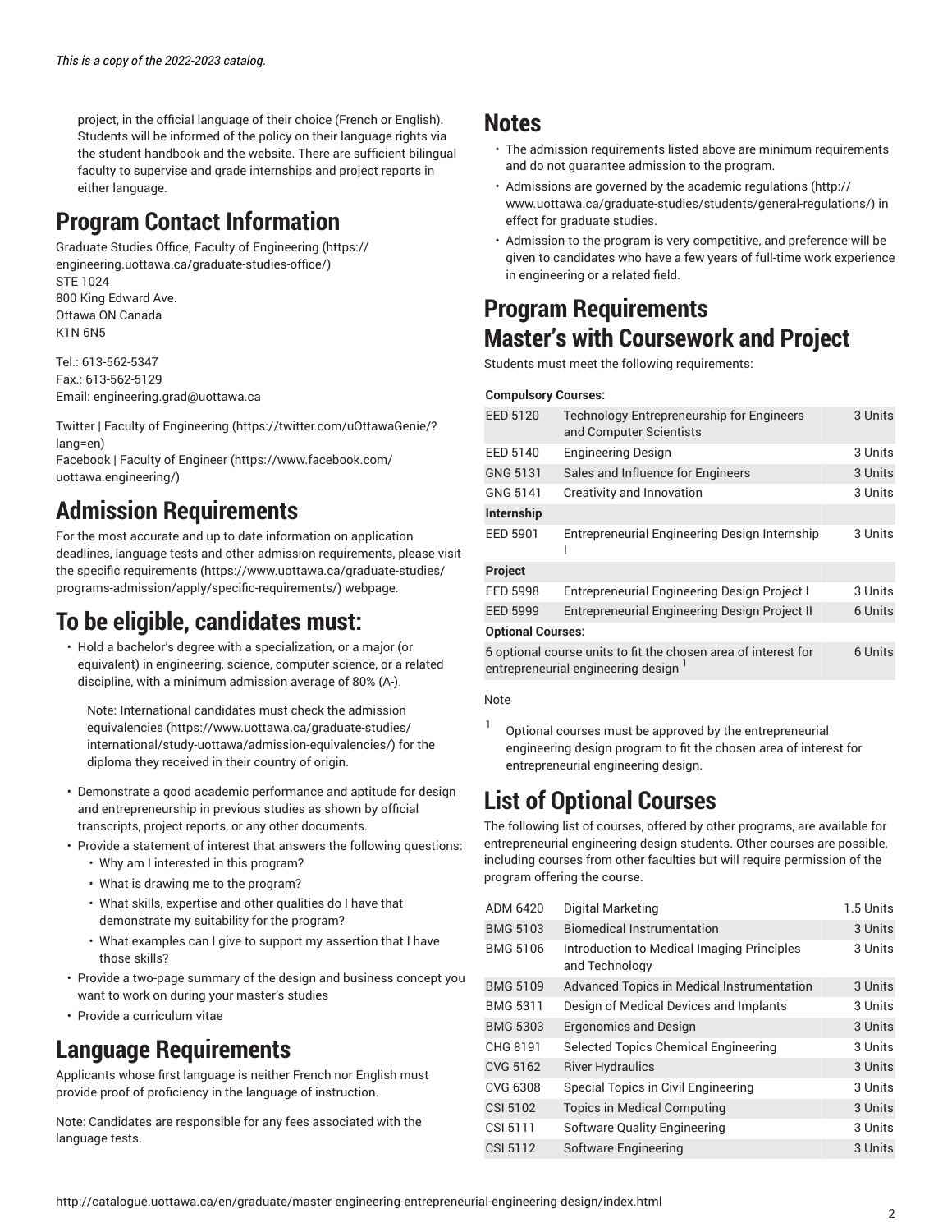project, in the official language of their choice (French or English). Students will be informed of the policy on their language rights via the student handbook and the website. There are sufficient bilingual faculty to supervise and grade internships and project reports in either language.

# Program Contact Information

Graduate Studies Office, Faculty of Engineering (https://engineering.uottawa.ca/graduate-studies-office/)
STE 1024
800 King Edward Ave.
Ottawa ON Canada
K1N 6N5

Tel.: 613-562-5347
Fax.: 613-562-5129
Email: engineering.grad@uottawa.ca

Twitter | Faculty of Engineering (https://twitter.com/uOttawaGenie/?lang=en)
Facebook | Faculty of Engineer (https://www.facebook.com/uottawa.engineering/)

# Admission Requirements

For the most accurate and up to date information on application deadlines, language tests and other admission requirements, please visit the specific requirements (https://www.uottawa.ca/graduate-studies/programs-admission/apply/specific-requirements/) webpage.

# To be eligible, candidates must:

- Hold a bachelor's degree with a specialization, or a major (or equivalent) in engineering, science, computer science, or a related discipline, with a minimum admission average of 80% (A-).

  Note: International candidates must check the admission equivalencies (https://www.uottawa.ca/graduate-studies/international/study-uottawa/admission-equivalencies/) for the diploma they received in their country of origin.

- Demonstrate a good academic performance and aptitude for design and entrepreneurship in previous studies as shown by official transcripts, project reports, or any other documents.
- Provide a statement of interest that answers the following questions:
  - Why am I interested in this program?
  - What is drawing me to the program?
  - What skills, expertise and other qualities do I have that demonstrate my suitability for the program?
  - What examples can I give to support my assertion that I have those skills?
- Provide a two-page summary of the design and business concept you want to work on during your master's studies
- Provide a curriculum vitae

# Language Requirements

Applicants whose first language is neither French nor English must provide proof of proficiency in the language of instruction.

Note: Candidates are responsible for any fees associated with the language tests.

# Notes

- The admission requirements listed above are minimum requirements and do not guarantee admission to the program.
- Admissions are governed by the academic regulations (http://www.uottawa.ca/graduate-studies/students/general-regulations/) in effect for graduate studies.
- Admission to the program is very competitive, and preference will be given to candidates who have a few years of full-time work experience in engineering or a related field.

# Program Requirements

# Master's with Coursework and Project

Students must meet the following requirements:

| Code | Title | Units |
|---|---|---|
| **Compulsory Courses:** | | |
| EED 5120 | Technology Entrepreneurship for Engineers and Computer Scientists | 3 Units |
| EED 5140 | Engineering Design | 3 Units |
| GNG 5131 | Sales and Influence for Engineers | 3 Units |
| GNG 5141 | Creativity and Innovation | 3 Units |
| **Internship** | | |
| EED 5901 | Entrepreneurial Engineering Design Internship I | 3 Units |
| **Project** | | |
| EED 5998 | Entrepreneurial Engineering Design Project I | 3 Units |
| EED 5999 | Entrepreneurial Engineering Design Project II | 6 Units |
| **Optional Courses:** | | |
| 6 optional course units to fit the chosen area of interest for entrepreneurial engineering design [1] | | 6 Units |

Note

[1] Optional courses must be approved by the entrepreneurial engineering design program to fit the chosen area of interest for entrepreneurial engineering design.

# List of Optional Courses

The following list of courses, offered by other programs, are available for entrepreneurial engineering design students. Other courses are possible, including courses from other faculties but will require permission of the program offering the course.

| Code | Title | Units |
|---|---|---|
| ADM 6420 | Digital Marketing | 1.5 Units |
| BMG 5103 | Biomedical Instrumentation | 3 Units |
| BMG 5106 | Introduction to Medical Imaging Principles and Technology | 3 Units |
| BMG 5109 | Advanced Topics in Medical Instrumentation | 3 Units |
| BMG 5311 | Design of Medical Devices and Implants | 3 Units |
| BMG 5303 | Ergonomics and Design | 3 Units |
| CHG 8191 | Selected Topics Chemical Engineering | 3 Units |
| CVG 5162 | River Hydraulics | 3 Units |
| CVG 6308 | Special Topics in Civil Engineering | 3 Units |
| CSI 5102 | Topics in Medical Computing | 3 Units |
| CSI 5111 | Software Quality Engineering | 3 Units |
| CSI 5112 | Software Engineering | 3 Units |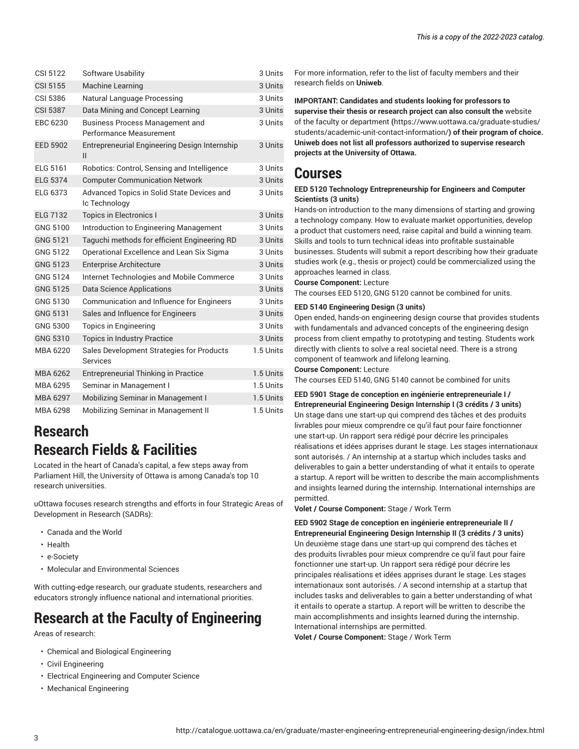| | | |
|---|---|---|
| CSI 5122 | Software Usability | 3 Units |
| CSI 5155 | Machine Learning | 3 Units |
| CSI 5386 | Natural Language Processing | 3 Units |
| CSI 5387 | Data Mining and Concept Learning | 3 Units |
| EBC 6230 | Business Process Management and Performance Measurement | 3 Units |
| EED 5902 | Entrepreneurial Engineering Design Internship II | 3 Units |
| ELG 5161 | Robotics: Control, Sensing and Intelligence | 3 Units |
| ELG 5374 | Computer Communication Network | 3 Units |
| ELG 6373 | Advanced Topics in Solid State Devices and Ic Technology | 3 Units |
| ELG 7132 | Topics in Electronics I | 3 Units |
| GNG 5100 | Introduction to Engineering Management | 3 Units |
| GNG 5121 | Taguchi methods for efficient Engineering RD | 3 Units |
| GNG 5122 | Operational Excellence and Lean Six Sigma | 3 Units |
| GNG 5123 | Enterprise Architecture | 3 Units |
| GNG 5124 | Internet Technologies and Mobile Commerce | 3 Units |
| GNG 5125 | Data Science Applications | 3 Units |
| GNG 5130 | Communication and Influence for Engineers | 3 Units |
| GNG 5131 | Sales and Influence for Engineers | 3 Units |
| GNG 5300 | Topics in Engineering | 3 Units |
| GNG 5310 | Topics in Industry Practice | 3 Units |
| MBA 6220 | Sales Development Strategies for Products Services | 1.5 Units |
| MBA 6262 | Entrepreneurial Thinking in Practice | 1.5 Units |
| MBA 6295 | Seminar in Management I | 1.5 Units |
| MBA 6297 | Mobilizing Seminar in Management I | 1.5 Units |
| MBA 6298 | Mobilizing Seminar in Management II | 1.5 Units |

# Research

# Research Fields & Facilities

Located in the heart of Canada's capital, a few steps away from Parliament Hill, the University of Ottawa is among Canada's top 10 research universities.

uOttawa focuses research strengths and efforts in four Strategic Areas of Development in Research (SADRs):

- Canada and the World
- Health
- e-Society
- Molecular and Environmental Sciences

With cutting-edge research, our graduate students, researchers and educators strongly influence national and international priorities.

# Research at the Faculty of Engineering

Areas of research:

- Chemical and Biological Engineering
- Civil Engineering
- Electrical Engineering and Computer Science
- Mechanical Engineering

For more information, refer to the list of faculty members and their research fields on **Uniweb**.

**IMPORTANT: Candidates and students looking for professors to supervise their thesis or research project can also consult the** website of the faculty or department **(**https://www.uottawa.ca/graduate-studies/students/academic-unit-contact-information/**) of their program of choice. Uniweb does not list all professors authorized to supervise research projects at the University of Ottawa.**

# Courses

**EED 5120 Technology Entrepreneurship for Engineers and Computer Scientists (3 units)**
Hands-on introduction to the many dimensions of starting and growing a technology company. How to evaluate market opportunities, develop a product that customers need, raise capital and build a winning team. Skills and tools to turn technical ideas into profitable sustainable businesses. Students will submit a report describing how their graduate studies work (e.g., thesis or project) could be commercialized using the approaches learned in class.
**Course Component:** Lecture
The courses EED 5120, GNG 5120 cannot be combined for units.

**EED 5140 Engineering Design (3 units)**
Open ended, hands-on engineering design course that provides students with fundamentals and advanced concepts of the engineering design process from client empathy to prototyping and testing. Students work directly with clients to solve a real societal need. There is a strong component of teamwork and lifelong learning.
**Course Component:** Lecture
The courses EED 5140, GNG 5140 cannot be combined for units

**EED 5901 Stage de conception en ingénierie entrepreneuriale I / Entrepreneurial Engineering Design Internship I (3 crédits / 3 units)**
Un stage dans une start-up qui comprend des tâches et des produits livrables pour mieux comprendre ce qu'il faut pour faire fonctionner une start-up. Un rapport sera rédigé pour décrire les principales réalisations et idées apprises durant le stage. Les stages internationaux sont autorisés. / An internship at a startup which includes tasks and deliverables to gain a better understanding of what it entails to operate a startup. A report will be written to describe the main accomplishments and insights learned during the internship. International internships are permitted.
**Volet / Course Component:** Stage / Work Term

**EED 5902 Stage de conception en ingénierie entrepreneuriale II / Entrepreneurial Engineering Design Internship II (3 crédits / 3 units)**
Un deuxième stage dans une start-up qui comprend des tâches et des produits livrables pour mieux comprendre ce qu'il faut pour faire fonctionner une start-up. Un rapport sera rédigé pour décrire les principales réalisations et idées apprises durant le stage. Les stages internationaux sont autorisés. / A second internship at a startup that includes tasks and deliverables to gain a better understanding of what it entails to operate a startup. A report will be written to describe the main accomplishments and insights learned during the internship. International internships are permitted.
**Volet / Course Component:** Stage / Work Term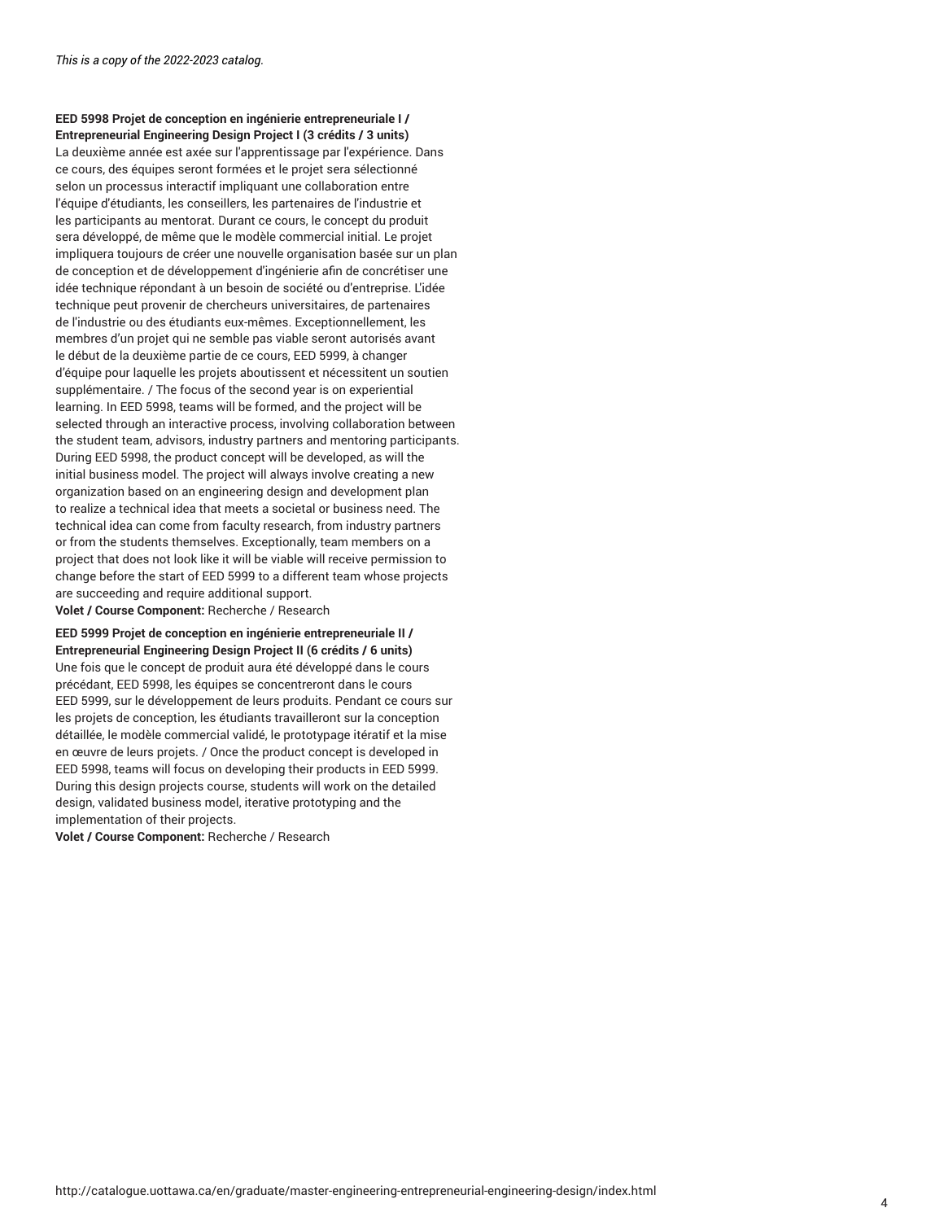**EED 5998 Projet de conception en ingénierie entrepreneuriale I / Entrepreneurial Engineering Design Project I (3 crédits / 3 units)**

La deuxième année est axée sur l'apprentissage par l'expérience. Dans ce cours, des équipes seront formées et le projet sera sélectionné selon un processus interactif impliquant une collaboration entre l'équipe d'étudiants, les conseillers, les partenaires de l'industrie et les participants au mentorat. Durant ce cours, le concept du produit sera développé, de même que le modèle commercial initial. Le projet impliquera toujours de créer une nouvelle organisation basée sur un plan de conception et de développement d'ingénierie afin de concrétiser une idée technique répondant à un besoin de société ou d'entreprise. L'idée technique peut provenir de chercheurs universitaires, de partenaires de l'industrie ou des étudiants eux-mêmes. Exceptionnellement, les membres d'un projet qui ne semble pas viable seront autorisés avant le début de la deuxième partie de ce cours, EED 5999, à changer d'équipe pour laquelle les projets aboutissent et nécessitent un soutien supplémentaire. / The focus of the second year is on experiential learning. In EED 5998, teams will be formed, and the project will be selected through an interactive process, involving collaboration between the student team, advisors, industry partners and mentoring participants. During EED 5998, the product concept will be developed, as will the initial business model. The project will always involve creating a new organization based on an engineering design and development plan to realize a technical idea that meets a societal or business need. The technical idea can come from faculty research, from industry partners or from the students themselves. Exceptionally, team members on a project that does not look like it will be viable will receive permission to change before the start of EED 5999 to a different team whose projects are succeeding and require additional support.

**Volet / Course Component:** Recherche / Research

**EED 5999 Projet de conception en ingénierie entrepreneuriale II / Entrepreneurial Engineering Design Project II (6 crédits / 6 units)**

Une fois que le concept de produit aura été développé dans le cours précédant, EED 5998, les équipes se concentreront dans le cours EED 5999, sur le développement de leurs produits. Pendant ce cours sur les projets de conception, les étudiants travailleront sur la conception détaillée, le modèle commercial validé, le prototypage itératif et la mise en œuvre de leurs projets. / Once the product concept is developed in EED 5998, teams will focus on developing their products in EED 5999. During this design projects course, students will work on the detailed design, validated business model, iterative prototyping and the implementation of their projects.

**Volet / Course Component:** Recherche / Research